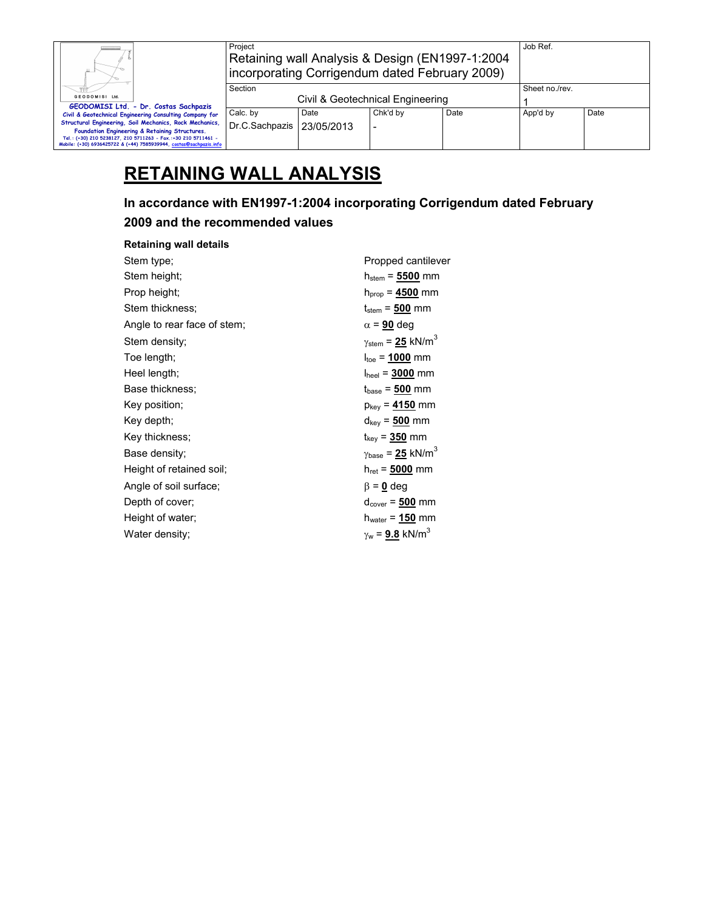# RETAINING WALL ANALYSIS

## In accordance with EN1997-1:2004 incorporating Corrigendum dated February 2009 and the recommended values

**Retaining wall details**

| | |
|---|---|
| Stem type; | Propped cantilever |
| Stem height; | $h_{stem}$ = **5500** mm |
| Prop height; | $h_{prop}$ = **4500** mm |
| Stem thickness; | $t_{stem}$ = **500** mm |
| Angle to rear face of stem; | $\alpha$ = **90** deg |
| Stem density; | $\gamma_{stem}$ = **25** kN/m$^3$ |
| Toe length; | $l_{toe}$ = **1000** mm |
| Heel length; | $l_{heel}$ = **3000** mm |
| Base thickness; | $t_{base}$ = **500** mm |
| Key position; | $p_{key}$ = **4150** mm |
| Key depth; | $d_{key}$ = **500** mm |
| Key thickness; | $t_{key}$ = **350** mm |
| Base density; | $\gamma_{base}$ = **25** kN/m$^3$ |
| Height of retained soil; | $h_{ret}$ = **5000** mm |
| Angle of soil surface; | $\beta$ = **0** deg |
| Depth of cover; | $d_{cover}$ = **500** mm |
| Height of water; | $h_{water}$ = **150** mm |
| Water density; | $\gamma_w$ = **9.8** kN/m$^3$ |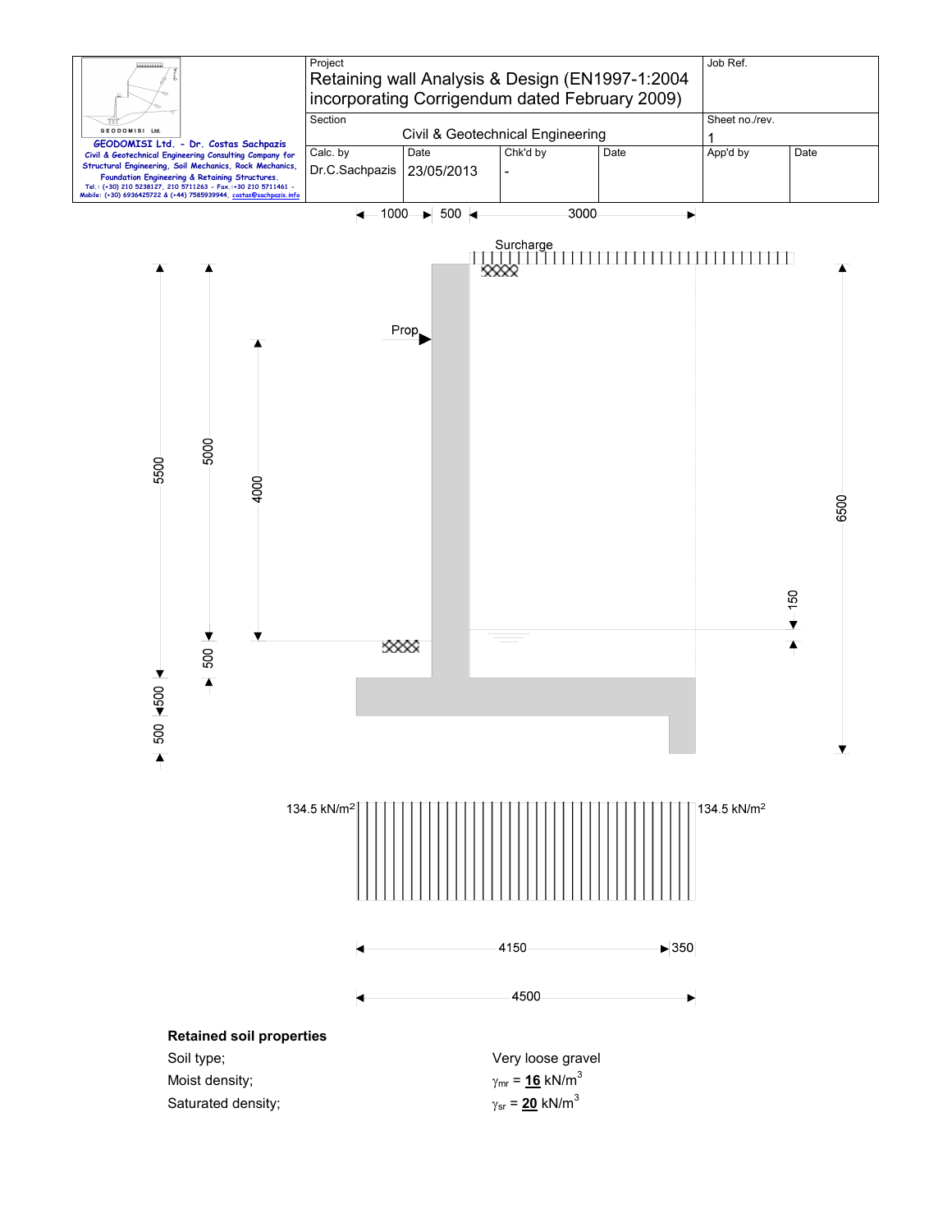| Project | | | | Job Ref. | |
|---|---|---|---|---|---|
| Retaining wall Analysis & Design (EN1997-1:2004 incorporating Corrigendum dated February 2009) | | | | | |
| Section | | | | Sheet no./rev. | |
| Civil & Geotechnical Engineering | | | | 1 | |
| Calc. by | Date | Chk'd by | Date | App'd by | Date |
| Dr.C.Sachpazis | 23/05/2013 | - | | | |

1000 500 3000

Surcharge

Prop

5500 5000 4000 6500 150 500 500 500

134.5 kN/m² 134.5 kN/m²

4150 350

4500

**Retained soil properties**

| | |
|---|---|
| Soil type; | Very loose gravel |
| Moist density; | $\gamma_{mr}$ = **16** kN/m$^3$ |
| Saturated density; | $\gamma_{sr}$ = **20** kN/m$^3$ |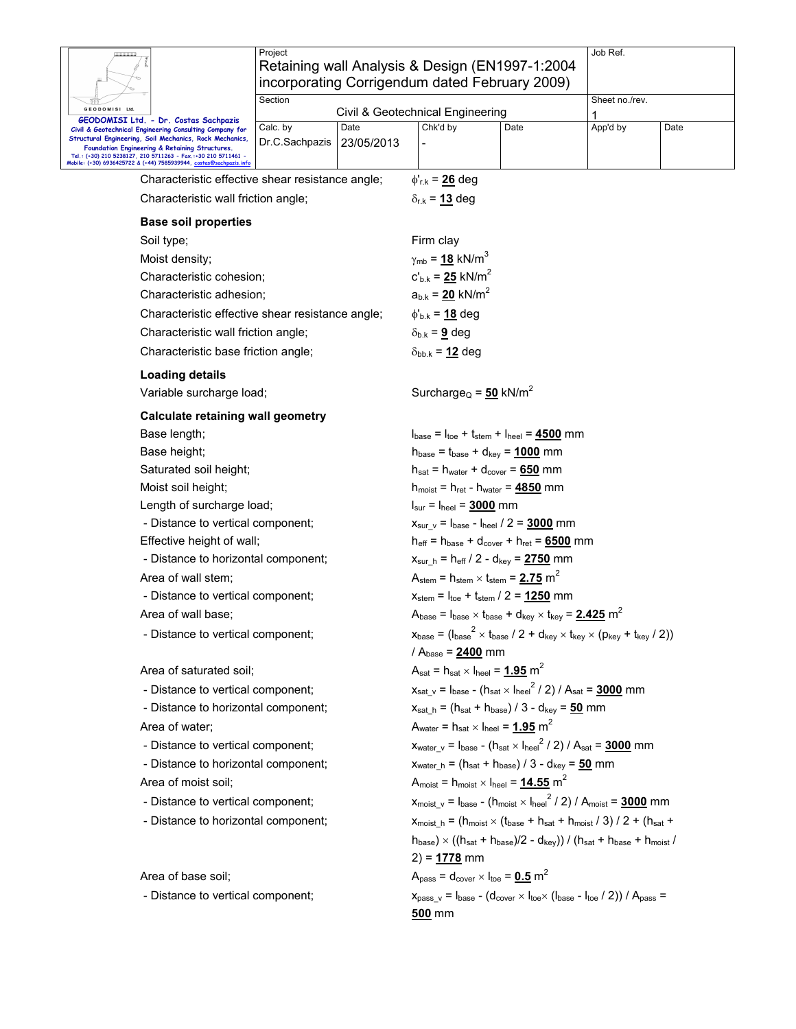Characteristic effective shear resistance angle; $\phi'_{r.k}$ = **26** deg

Characteristic wall friction angle; $\delta_{r.k}$ = **13** deg

### Base soil properties

Soil type; Firm clay

Moist density; $\gamma_{mb}$ = **18** kN/m$^3$

Characteristic cohesion; $c'_{b.k}$ = **25** kN/m$^2$

Characteristic adhesion; $a_{b.k}$ = **20** kN/m$^2$

Characteristic effective shear resistance angle; $\phi'_{b.k}$ = **18** deg

Characteristic wall friction angle; $\delta_{b.k}$ = **9** deg

Characteristic base friction angle; $\delta_{bb.k}$ = **12** deg

### Loading details

Variable surcharge load; $Surcharge_Q$ = **50** kN/m$^2$

### Calculate retaining wall geometry

Base length; $l_{base} = l_{toe} + t_{stem} + l_{heel}$ = **4500** mm

Base height; $h_{base} = t_{base} + d_{key}$ = **1000** mm

Saturated soil height; $h_{sat} = h_{water} + d_{cover}$ = **650** mm

Moist soil height; $h_{moist} = h_{ret} - h_{water}$ = **4850** mm

Length of surcharge load; $l_{sur} = l_{heel}$ = **3000** mm

- Distance to vertical component; $x_{sur\_v} = l_{base} - l_{heel} / 2$ = **3000** mm

Effective height of wall; $h_{eff} = h_{base} + d_{cover} + h_{ret}$ = **6500** mm

- Distance to horizontal component; $x_{sur\_h} = h_{eff} / 2 - d_{key}$ = **2750** mm

Area of wall stem; $A_{stem} = h_{stem} \times t_{stem}$ = **2.75** m$^2$

- Distance to vertical component; $x_{stem} = l_{toe} + t_{stem} / 2$ = **1250** mm

Area of wall base; $A_{base} = l_{base} \times t_{base} + d_{key} \times t_{key}$ = **2.425** m$^2$

- Distance to vertical component; $x_{base} = (l_{base}^2 \times t_{base} / 2 + d_{key} \times t_{key} \times (p_{key} + t_{key} / 2)) / A_{base}$ = **2400** mm

Area of saturated soil; $A_{sat} = h_{sat} \times l_{heel}$ = **1.95** m$^2$

- Distance to vertical component; $x_{sat\_v} = l_{base} - (h_{sat} \times l_{heel}^2 / 2) / A_{sat}$ = **3000** mm

- Distance to horizontal component; $x_{sat\_h} = (h_{sat} + h_{base}) / 3 - d_{key}$ = **50** mm

Area of water; $A_{water} = h_{sat} \times l_{heel}$ = **1.95** m$^2$

- Distance to vertical component; $x_{water\_v} = l_{base} - (h_{sat} \times l_{heel}^2 / 2) / A_{sat}$ = **3000** mm

- Distance to horizontal component; $x_{water\_h} = (h_{sat} + h_{base}) / 3 - d_{key}$ = **50** mm

Area of moist soil; $A_{moist} = h_{moist} \times l_{heel}$ = **14.55** m$^2$

- Distance to vertical component; $x_{moist\_v} = l_{base} - (h_{moist} \times l_{heel}^2 / 2) / A_{moist}$ = **3000** mm

- Distance to horizontal component; $x_{moist\_h} = (h_{moist} \times (t_{base} + h_{sat} + h_{moist} / 3) / 2 + (h_{sat} + h_{base}) \times ((h_{sat} + h_{base})/2 - d_{key})) / (h_{sat} + h_{base} + h_{moist} / 2)$ = **1778** mm

Area of base soil; $A_{pass} = d_{cover} \times l_{toe}$ = **0.5** m$^2$

- Distance to vertical component; $x_{pass\_v} = l_{base} - (d_{cover} \times l_{toe} \times (l_{base} - l_{toe} / 2)) / A_{pass}$ = **500** mm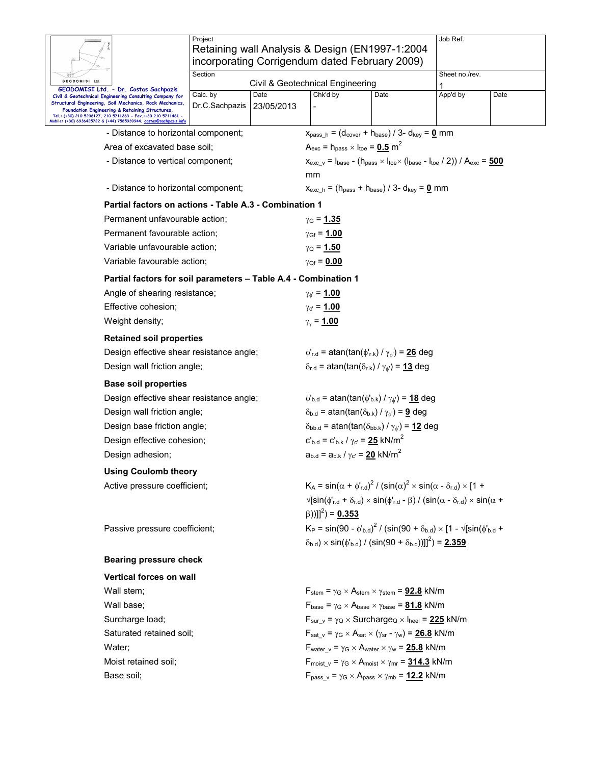- Distance to horizontal component; $x_{pass\_h} = (d_{cover} + h_{base}) / 3 - d_{key} = \mathbf{0}$ mm

Area of excavated base soil; $A_{exc} = h_{pass} \times l_{toe} = \mathbf{0.5}$ m$^2$

- Distance to vertical component; $x_{exc\_v} = l_{base} - (h_{pass} \times l_{toe} \times (l_{base} - l_{toe} / 2)) / A_{exc} = \mathbf{500}$ mm

- Distance to horizontal component; $x_{exc\_h} = (h_{pass} + h_{base}) / 3 - d_{key} = \mathbf{0}$ mm

**Partial factors on actions - Table A.3 - Combination 1**

Permanent unfavourable action; $\gamma_G = \mathbf{1.35}$

Permanent favourable action; $\gamma_{Gf} = \mathbf{1.00}$

Variable unfavourable action; $\gamma_Q = \mathbf{1.50}$

Variable favourable action; $\gamma_{Qf} = \mathbf{0.00}$

**Partial factors for soil parameters – Table A.4 - Combination 1**

Angle of shearing resistance; $\gamma_{\phi'} = \mathbf{1.00}$

Effective cohesion; $\gamma_{c'} = \mathbf{1.00}$

Weight density; $\gamma_{\gamma} = \mathbf{1.00}$

**Retained soil properties**

Design effective shear resistance angle; $\phi'_{r.d} = \text{atan}(\tan(\phi'_{r.k}) / \gamma_{\phi'}) = \mathbf{26}$ deg

Design wall friction angle; $\delta_{r.d} = \text{atan}(\tan(\delta_{r.k}) / \gamma_{\phi'}) = \mathbf{13}$ deg

**Base soil properties**

Design effective shear resistance angle; $\phi'_{b.d} = \text{atan}(\tan(\phi'_{b.k}) / \gamma_{\phi'}) = \mathbf{18}$ deg

Design wall friction angle; $\delta_{b.d} = \text{atan}(\tan(\delta_{b.k}) / \gamma_{\phi'}) = \mathbf{9}$ deg

Design base friction angle; $\delta_{bb.d} = \text{atan}(\tan(\delta_{bb.k}) / \gamma_{\phi'}) = \mathbf{12}$ deg

Design effective cohesion; $c'_{b.d} = c'_{b.k} / \gamma_{c'} = \mathbf{25}$ kN/m$^2$

Design adhesion; $a_{b.d} = a_{b.k} / \gamma_{c'} = \mathbf{20}$ kN/m$^2$

**Using Coulomb theory**

Active pressure coefficient; $K_A = \sin(\alpha + \phi'_{r.d})^2 / (\sin(\alpha)^2 \times \sin(\alpha - \delta_{r.d}) \times [1 + \sqrt{[\sin(\phi'_{r.d} + \delta_{r.d}) \times \sin(\phi'_{r.d} - \beta) / (\sin(\alpha - \delta_{r.d}) \times \sin(\alpha + \beta))]}]^2) = \mathbf{0.353}$

Passive pressure coefficient; $K_P = \sin(90 - \phi'_{b.d})^2 / (\sin(90 + \delta_{b.d}) \times [1 - \sqrt{[\sin(\phi'_{b.d} + \delta_{b.d}) \times \sin(\phi'_{b.d}) / (\sin(90 + \delta_{b.d}))]}]^2) = \mathbf{2.359}$

**Bearing pressure check**

**Vertical forces on wall**

Wall stem; $F_{stem} = \gamma_G \times A_{stem} \times \gamma_{stem} = \mathbf{92.8}$ kN/m

Wall base; $F_{base} = \gamma_G \times A_{base} \times \gamma_{base} = \mathbf{81.8}$ kN/m

Surcharge load; $F_{sur\_v} = \gamma_Q \times \text{Surcharge}_Q \times l_{heel} = \mathbf{225}$ kN/m

Saturated retained soil; $F_{sat\_v} = \gamma_G \times A_{sat} \times (\gamma_{sr} - \gamma_w) = \mathbf{26.8}$ kN/m

Water; $F_{water\_v} = \gamma_G \times A_{water} \times \gamma_w = \mathbf{25.8}$ kN/m

Moist retained soil; $F_{moist\_v} = \gamma_G \times A_{moist} \times \gamma_{mr} = \mathbf{314.3}$ kN/m

Base soil; $F_{pass\_v} = \gamma_G \times A_{pass} \times \gamma_{mb} = \mathbf{12.2}$ kN/m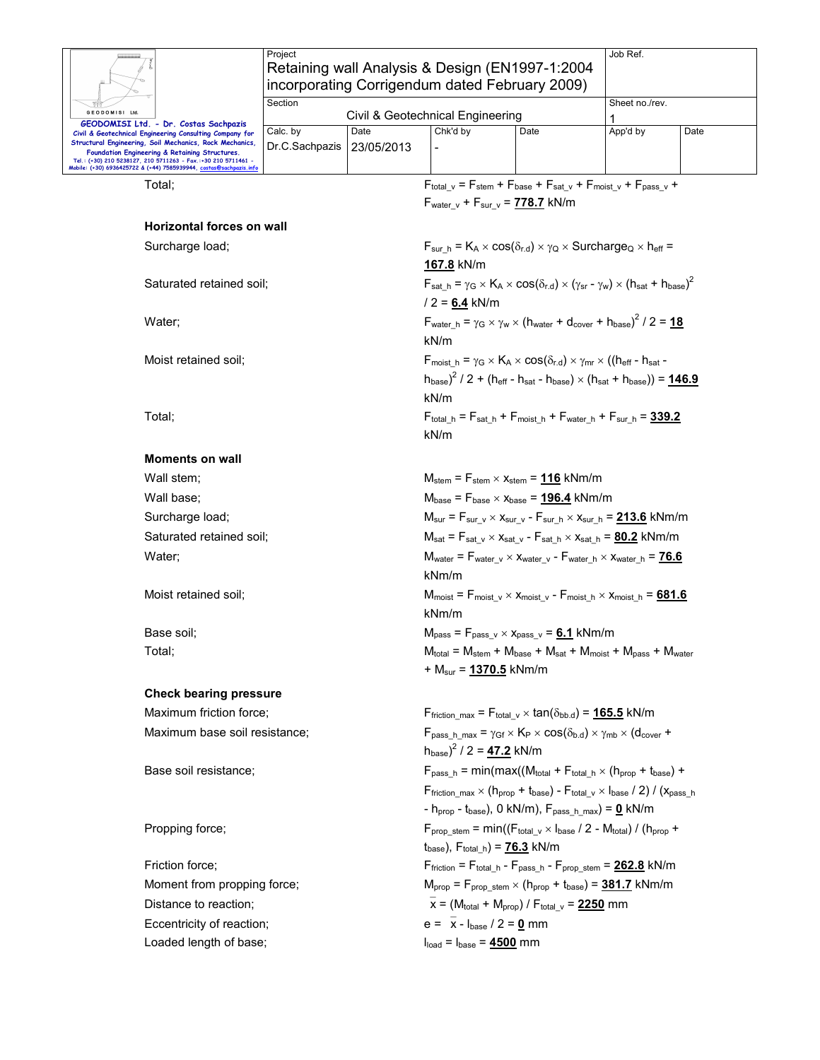Total; $F_{total\_v} = F_{stem} + F_{base} + F_{sat\_v} + F_{moist\_v} + F_{pass\_v} + F_{water\_v} + F_{sur\_v}$ = **778.7** kN/m

**Horizontal forces on wall**

Surcharge load; $F_{sur\_h} = K_A \times \cos(\delta_{r.d}) \times \gamma_Q \times Surcharge_Q \times h_{eff}$ = **167.8** kN/m

Saturated retained soil; $F_{sat\_h} = \gamma_G \times K_A \times \cos(\delta_{r.d}) \times (\gamma_{sr} - \gamma_w) \times (h_{sat} + h_{base})^2 / 2$ = **6.4** kN/m

Water; $F_{water\_h} = \gamma_G \times \gamma_w \times (h_{water} + d_{cover} + h_{base})^2 / 2$ = **18** kN/m

Moist retained soil; $F_{moist\_h} = \gamma_G \times K_A \times \cos(\delta_{r.d}) \times \gamma_{mr} \times ((h_{eff} - h_{sat} - h_{base})^2 / 2 + (h_{eff} - h_{sat} - h_{base}) \times (h_{sat} + h_{base}))$ = **146.9** kN/m

Total; $F_{total\_h} = F_{sat\_h} + F_{moist\_h} + F_{water\_h} + F_{sur\_h}$ = **339.2** kN/m

**Moments on wall**

Wall stem; $M_{stem} = F_{stem} \times x_{stem}$ = **116** kNm/m

Wall base; $M_{base} = F_{base} \times x_{base}$ = **196.4** kNm/m

Surcharge load; $M_{sur} = F_{sur\_v} \times x_{sur\_v} - F_{sur\_h} \times x_{sur\_h}$ = **213.6** kNm/m

Saturated retained soil; $M_{sat} = F_{sat\_v} \times x_{sat\_v} - F_{sat\_h} \times x_{sat\_h}$ = **80.2** kNm/m

Water; $M_{water} = F_{water\_v} \times x_{water\_v} - F_{water\_h} \times x_{water\_h}$ = **76.6** kNm/m

Moist retained soil; $M_{moist} = F_{moist\_v} \times x_{moist\_v} - F_{moist\_h} \times x_{moist\_h}$ = **681.6** kNm/m

Base soil; $M_{pass} = F_{pass\_v} \times x_{pass\_v}$ = **6.1** kNm/m

Total; $M_{total} = M_{stem} + M_{base} + M_{sat} + M_{moist} + M_{pass} + M_{water} + M_{sur}$ = **1370.5** kNm/m

**Check bearing pressure**

Maximum friction force; $F_{friction\_max} = F_{total\_v} \times \tan(\delta_{bb.d})$ = **165.5** kN/m

Maximum base soil resistance; $F_{pass\_h\_max} = \gamma_{Gf} \times K_P \times \cos(\delta_{b.d}) \times \gamma_{mb} \times (d_{cover} + h_{base})^2 / 2$ = **47.2** kN/m

Base soil resistance; $F_{pass\_h} = \min(\max((M_{total} + F_{total\_h} \times (h_{prop} + t_{base}) + F_{friction\_max} \times (h_{prop} + t_{base}) - F_{total\_v} \times l_{base} / 2) / (x_{pass\_h} - h_{prop} - t_{base}), 0\text{ kN/m}), F_{pass\_h\_max})$ = **0** kN/m

Propping force; $F_{prop\_stem} = \min((F_{total\_v} \times l_{base} / 2 - M_{total}) / (h_{prop} + t_{base}), F_{total\_h})$ = **76.3** kN/m

Friction force; $F_{friction} = F_{total\_h} - F_{pass\_h} - F_{prop\_stem}$ = **262.8** kN/m

Moment from propping force; $M_{prop} = F_{prop\_stem} \times (h_{prop} + t_{base})$ = **381.7** kNm/m

Distance to reaction; $\bar{x} = (M_{total} + M_{prop}) / F_{total\_v}$ = **2250** mm

Eccentricity of reaction; $e = \bar{x} - l_{base} / 2$ = **0** mm

Loaded length of base; $l_{load} = l_{base}$ = **4500** mm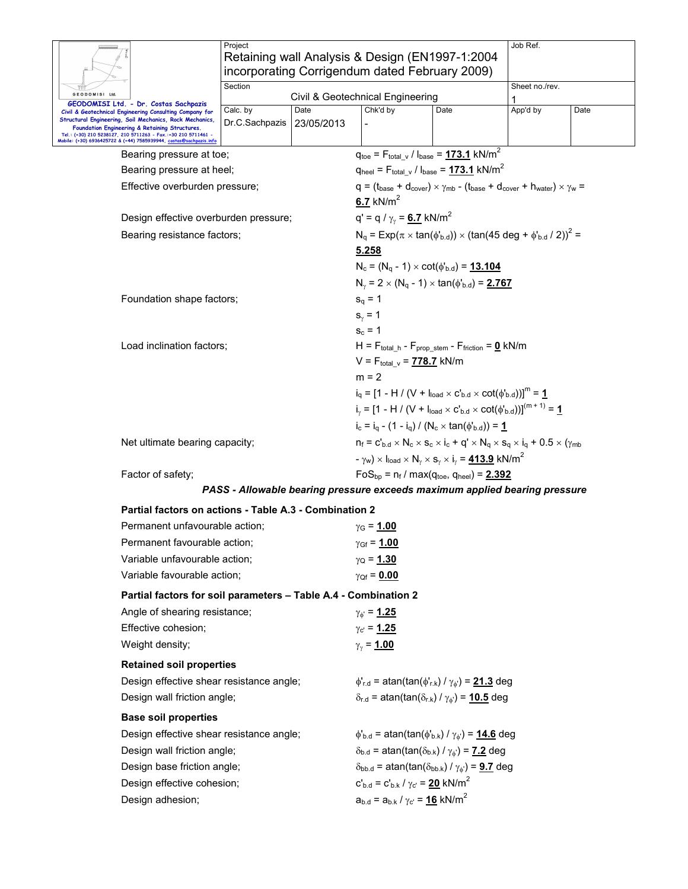Bearing pressure at toe; $q_{toe} = F_{total\_v} / l_{base} = \underline{\mathbf{173.1}}$ kN/m$^2$

Bearing pressure at heel; $q_{heel} = F_{total\_v} / l_{base} = \underline{\mathbf{173.1}}$ kN/m$^2$

Effective overburden pressure; $q = (t_{base} + d_{cover}) \times \gamma_{mb} - (t_{base} + d_{cover} + h_{water}) \times \gamma_w = \underline{\mathbf{6.7}}$ kN/m$^2$

Design effective overburden pressure; $q' = q / \gamma_{\gamma} = \underline{\mathbf{6.7}}$ kN/m$^2$

Bearing resistance factors; $N_q = \text{Exp}(\pi \times \tan(\phi'_{b.d})) \times (\tan(45 \text{ deg} + \phi'_{b.d} / 2))^2 = \underline{\mathbf{5.258}}$

$N_c = (N_q - 1) \times \cot(\phi'_{b.d}) = \underline{\mathbf{13.104}}$

$N_{\gamma} = 2 \times (N_q - 1) \times \tan(\phi'_{b.d}) = \underline{\mathbf{2.767}}$

Foundation shape factors; $s_q = 1$

$s_{\gamma} = 1$

$s_c = 1$

Load inclination factors; $H = F_{total\_h} - F_{prop\_stem} - F_{friction} = \underline{\mathbf{0}}$ kN/m

$V = F_{total\_v} = \underline{\mathbf{778.7}}$ kN/m

$m = 2$

$i_q = [1 - H / (V + l_{load} \times c'_{b.d} \times \cot(\phi'_{b.d}))]^m = \underline{\mathbf{1}}$

$i_{\gamma} = [1 - H / (V + l_{load} \times c'_{b.d} \times \cot(\phi'_{b.d}))]^{(m + 1)} = \underline{\mathbf{1}}$

$i_c = i_q - (1 - i_q) / (N_c \times \tan(\phi'_{b.d})) = \underline{\mathbf{1}}$

Net ultimate bearing capacity; $n_f = c'_{b.d} \times N_c \times s_c \times i_c + q' \times N_q \times s_q \times i_q + 0.5 \times (\gamma_{mb} - \gamma_w) \times l_{load} \times N_{\gamma} \times s_{\gamma} \times i_{\gamma} = \underline{\mathbf{413.9}}$ kN/m$^2$

Factor of safety; $FoS_{bp} = n_f / \max(q_{toe}, q_{heel}) = \underline{\mathbf{2.392}}$

***PASS - Allowable bearing pressure exceeds maximum applied bearing pressure***

**Partial factors on actions - Table A.3 - Combination 2**

Permanent unfavourable action; $\gamma_G = \underline{\mathbf{1.00}}$

Permanent favourable action; $\gamma_{Gf} = \underline{\mathbf{1.00}}$

Variable unfavourable action; $\gamma_Q = \underline{\mathbf{1.30}}$

Variable favourable action; $\gamma_{Qf} = \underline{\mathbf{0.00}}$

**Partial factors for soil parameters – Table A.4 - Combination 2**

Angle of shearing resistance; $\gamma_{\phi'} = \underline{\mathbf{1.25}}$

Effective cohesion; $\gamma_{c'} = \underline{\mathbf{1.25}}$

Weight density; $\gamma_{\gamma} = \underline{\mathbf{1.00}}$

**Retained soil properties**

Design effective shear resistance angle; $\phi'_{r.d} = \text{atan}(\tan(\phi'_{r.k}) / \gamma_{\phi'}) = \underline{\mathbf{21.3}}$ deg

Design wall friction angle; $\delta_{r.d} = \text{atan}(\tan(\delta_{r.k}) / \gamma_{\phi'}) = \underline{\mathbf{10.5}}$ deg

**Base soil properties**

Design effective shear resistance angle; $\phi'_{b.d} = \text{atan}(\tan(\phi'_{b.k}) / \gamma_{\phi'}) = \underline{\mathbf{14.6}}$ deg

Design wall friction angle; $\delta_{b.d} = \text{atan}(\tan(\delta_{b.k}) / \gamma_{\phi'}) = \underline{\mathbf{7.2}}$ deg

Design base friction angle; $\delta_{bb.d} = \text{atan}(\tan(\delta_{bb.k}) / \gamma_{\phi'}) = \underline{\mathbf{9.7}}$ deg

Design effective cohesion; $c'_{b.d} = c'_{b.k} / \gamma_{c'} = \underline{\mathbf{20}}$ kN/m$^2$

Design adhesion; $a_{b.d} = a_{b.k} / \gamma_{c'} = \underline{\mathbf{16}}$ kN/m$^2$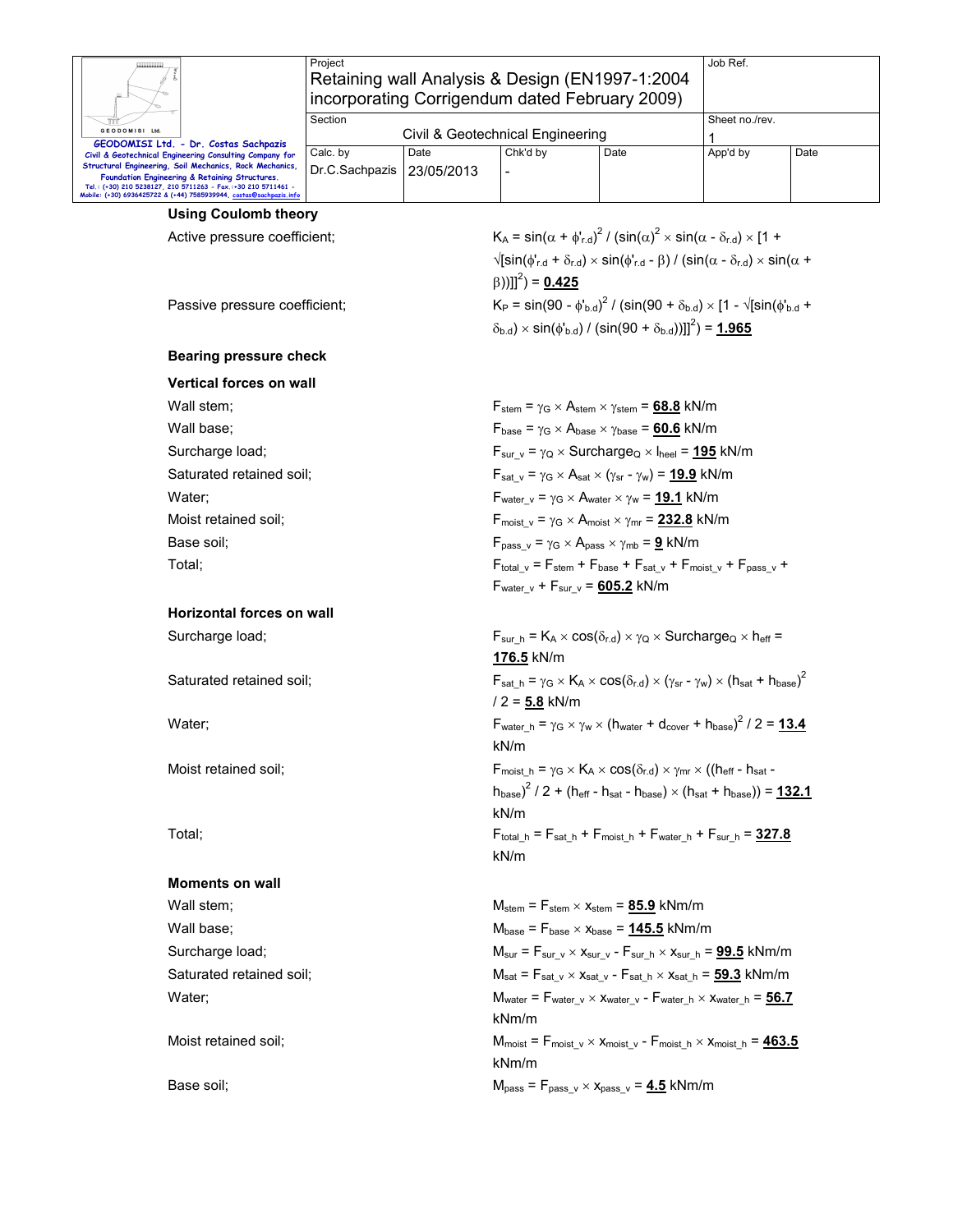### Using Coulomb theory

Active pressure coefficient; $K_A = \sin(\alpha + \phi'_{r.d})^2 / (\sin(\alpha)^2 \times \sin(\alpha - \delta_{r.d}) \times [1 + \sqrt{[\sin(\phi'_{r.d} + \delta_{r.d}) \times \sin(\phi'_{r.d} - \beta) / (\sin(\alpha - \delta_{r.d}) \times \sin(\alpha + \beta))]}]^2) = \mathbf{0.425}$

Passive pressure coefficient; $K_P = \sin(90 - \phi'_{b.d})^2 / (\sin(90 + \delta_{b.d}) \times [1 - \sqrt{[\sin(\phi'_{b.d} + \delta_{b.d}) \times \sin(\phi'_{b.d}) / (\sin(90 + \delta_{b.d}))]}]^2) = \mathbf{1.965}$

### Bearing pressure check

#### Vertical forces on wall

Wall stem; $F_{stem} = \gamma_G \times A_{stem} \times \gamma_{stem} = \mathbf{68.8}$ kN/m

Wall base; $F_{base} = \gamma_G \times A_{base} \times \gamma_{base} = \mathbf{60.6}$ kN/m

Surcharge load; $F_{sur\_v} = \gamma_Q \times Surcharge_Q \times l_{heel} = \mathbf{195}$ kN/m

Saturated retained soil; $F_{sat\_v} = \gamma_G \times A_{sat} \times (\gamma_{sr} - \gamma_w) = \mathbf{19.9}$ kN/m

Water; $F_{water\_v} = \gamma_G \times A_{water} \times \gamma_w = \mathbf{19.1}$ kN/m

Moist retained soil; $F_{moist\_v} = \gamma_G \times A_{moist} \times \gamma_{mr} = \mathbf{232.8}$ kN/m

Base soil; $F_{pass\_v} = \gamma_G \times A_{pass} \times \gamma_{mb} = \mathbf{9}$ kN/m

Total; $F_{total\_v} = F_{stem} + F_{base} + F_{sat\_v} + F_{moist\_v} + F_{pass\_v} + F_{water\_v} + F_{sur\_v} = \mathbf{605.2}$ kN/m

#### Horizontal forces on wall

Surcharge load; $F_{sur\_h} = K_A \times \cos(\delta_{r.d}) \times \gamma_Q \times Surcharge_Q \times h_{eff} = \mathbf{176.5}$ kN/m

Saturated retained soil; $F_{sat\_h} = \gamma_G \times K_A \times \cos(\delta_{r.d}) \times (\gamma_{sr} - \gamma_w) \times (h_{sat} + h_{base})^2 / 2 = \mathbf{5.8}$ kN/m

Water; $F_{water\_h} = \gamma_G \times \gamma_w \times (h_{water} + d_{cover} + h_{base})^2 / 2 = \mathbf{13.4}$ kN/m

Moist retained soil; $F_{moist\_h} = \gamma_G \times K_A \times \cos(\delta_{r.d}) \times \gamma_{mr} \times ((h_{eff} - h_{sat} - h_{base})^2 / 2 + (h_{eff} - h_{sat} - h_{base}) \times (h_{sat} + h_{base})) = \mathbf{132.1}$ kN/m

Total; $F_{total\_h} = F_{sat\_h} + F_{moist\_h} + F_{water\_h} + F_{sur\_h} = \mathbf{327.8}$ kN/m

#### Moments on wall

Wall stem; $M_{stem} = F_{stem} \times x_{stem} = \mathbf{85.9}$ kNm/m

Wall base; $M_{base} = F_{base} \times x_{base} = \mathbf{145.5}$ kNm/m

Surcharge load; $M_{sur} = F_{sur\_v} \times x_{sur\_v} - F_{sur\_h} \times x_{sur\_h} = \mathbf{99.5}$ kNm/m

Saturated retained soil; $M_{sat} = F_{sat\_v} \times x_{sat\_v} - F_{sat\_h} \times x_{sat\_h} = \mathbf{59.3}$ kNm/m

Water; $M_{water} = F_{water\_v} \times x_{water\_v} - F_{water\_h} \times x_{water\_h} = \mathbf{56.7}$ kNm/m

Moist retained soil; $M_{moist} = F_{moist\_v} \times x_{moist\_v} - F_{moist\_h} \times x_{moist\_h} = \mathbf{463.5}$ kNm/m

Base soil; $M_{pass} = F_{pass\_v} \times x_{pass\_v} = \mathbf{4.5}$ kNm/m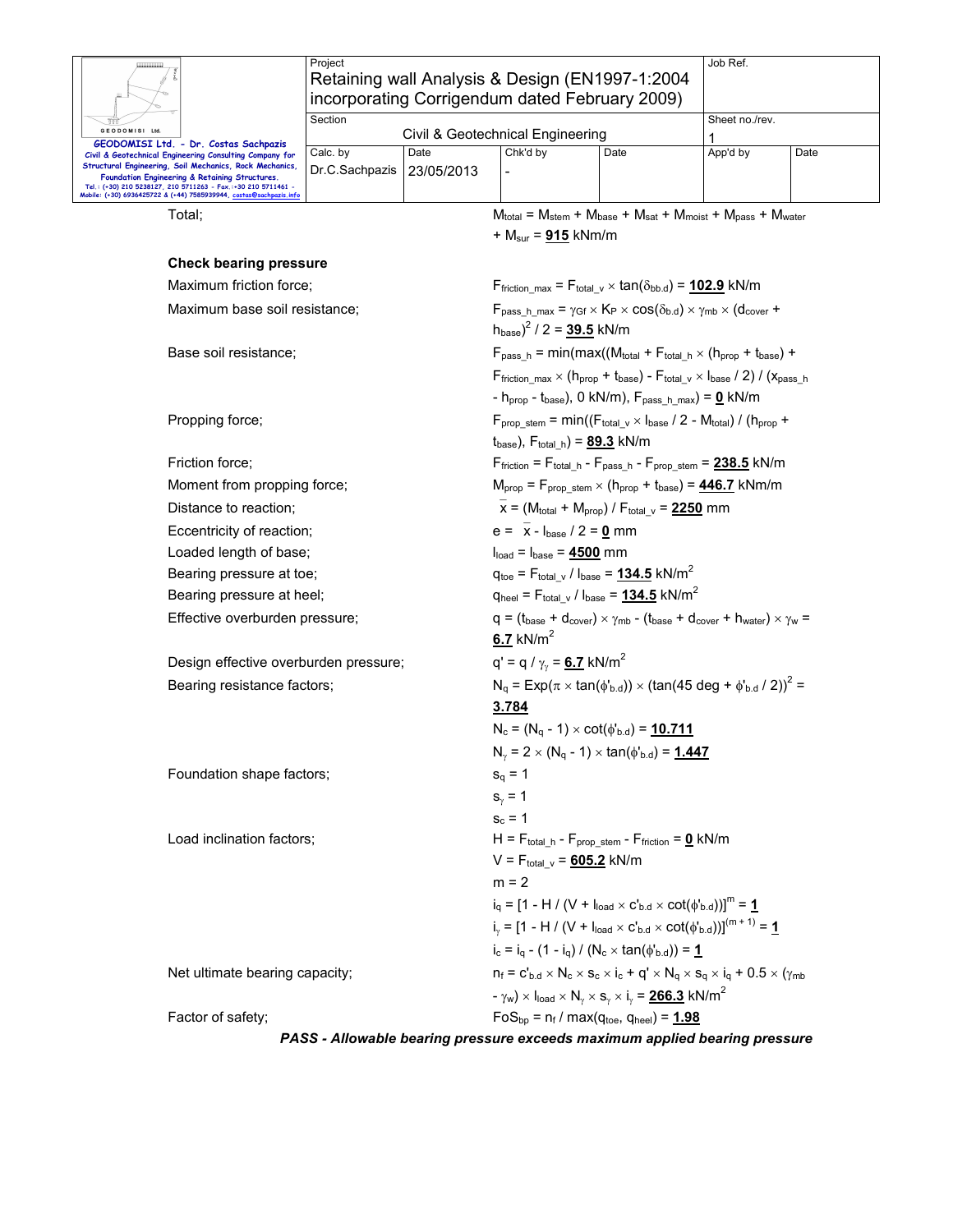Total; $M_{total} = M_{stem} + M_{base} + M_{sat} + M_{moist} + M_{pass} + M_{water} + M_{sur} = \underline{\mathbf{915}}$ kNm/m

**Check bearing pressure**

Maximum friction force; $F_{friction\_max} = F_{total\_v} \times \tan(\delta_{bb.d}) = \underline{\mathbf{102.9}}$ kN/m

Maximum base soil resistance; $F_{pass\_h\_max} = \gamma_{Gf} \times K_P \times \cos(\delta_{b.d}) \times \gamma_{mb} \times (d_{cover} + h_{base})^2 / 2 = \underline{\mathbf{39.5}}$ kN/m

Base soil resistance; $F_{pass\_h} = \min(\max((M_{total} + F_{total\_h} \times (h_{prop} + t_{base}) + F_{friction\_max} \times (h_{prop} + t_{base}) - F_{total\_v} \times l_{base} / 2) / (x_{pass\_h} - h_{prop} - t_{base}), 0\text{ kN/m}), F_{pass\_h\_max}) = \underline{\mathbf{0}}$ kN/m

Propping force; $F_{prop\_stem} = \min((F_{total\_v} \times l_{base} / 2 - M_{total}) / (h_{prop} + t_{base}), F_{total\_h}) = \underline{\mathbf{89.3}}$ kN/m

Friction force; $F_{friction} = F_{total\_h} - F_{pass\_h} - F_{prop\_stem} = \underline{\mathbf{238.5}}$ kN/m

Moment from propping force; $M_{prop} = F_{prop\_stem} \times (h_{prop} + t_{base}) = \underline{\mathbf{446.7}}$ kNm/m

Distance to reaction; $\bar{x} = (M_{total} + M_{prop}) / F_{total\_v} = \underline{\mathbf{2250}}$ mm

Eccentricity of reaction; $e = \bar{x} - l_{base} / 2 = \underline{\mathbf{0}}$ mm

Loaded length of base; $l_{load} = l_{base} = \underline{\mathbf{4500}}$ mm

Bearing pressure at toe; $q_{toe} = F_{total\_v} / l_{base} = \underline{\mathbf{134.5}}$ kN/m$^2$

Bearing pressure at heel; $q_{heel} = F_{total\_v} / l_{base} = \underline{\mathbf{134.5}}$ kN/m$^2$

Effective overburden pressure; $q = (t_{base} + d_{cover}) \times \gamma_{mb} - (t_{base} + d_{cover} + h_{water}) \times \gamma_w = \underline{\mathbf{6.7}}$ kN/m$^2$

Design effective overburden pressure; $q' = q / \gamma_\gamma = \underline{\mathbf{6.7}}$ kN/m$^2$

Bearing resistance factors; $N_q = \text{Exp}(\pi \times \tan(\phi'_{b.d})) \times (\tan(45\text{ deg} + \phi'_{b.d} / 2))^2 = \underline{\mathbf{3.784}}$

$N_c = (N_q - 1) \times \cot(\phi'_{b.d}) = \underline{\mathbf{10.711}}$

$N_\gamma = 2 \times (N_q - 1) \times \tan(\phi'_{b.d}) = \underline{\mathbf{1.447}}$

Foundation shape factors; $s_q = 1$

$s_\gamma = 1$

$s_c = 1$

Load inclination factors; $H = F_{total\_h} - F_{prop\_stem} - F_{friction} = \underline{\mathbf{0}}$ kN/m

$V = F_{total\_v} = \underline{\mathbf{605.2}}$ kN/m

$m = 2$

$i_q = [1 - H / (V + l_{load} \times c'_{b.d} \times \cot(\phi'_{b.d}))]^m = \underline{\mathbf{1}}$

$i_\gamma = [1 - H / (V + l_{load} \times c'_{b.d} \times \cot(\phi'_{b.d}))]^{(m + 1)} = \underline{\mathbf{1}}$

$i_c = i_q - (1 - i_q) / (N_c \times \tan(\phi'_{b.d})) = \underline{\mathbf{1}}$

Net ultimate bearing capacity; $n_f = c'_{b.d} \times N_c \times s_c \times i_c + q' \times N_q \times s_q \times i_q + 0.5 \times (\gamma_{mb} - \gamma_w) \times l_{load} \times N_\gamma \times s_\gamma \times i_\gamma = \underline{\mathbf{266.3}}$ kN/m$^2$

Factor of safety; $FoS_{bp} = n_f / \max(q_{toe}, q_{heel}) = \underline{\mathbf{1.98}}$

***PASS - Allowable bearing pressure exceeds maximum applied bearing pressure***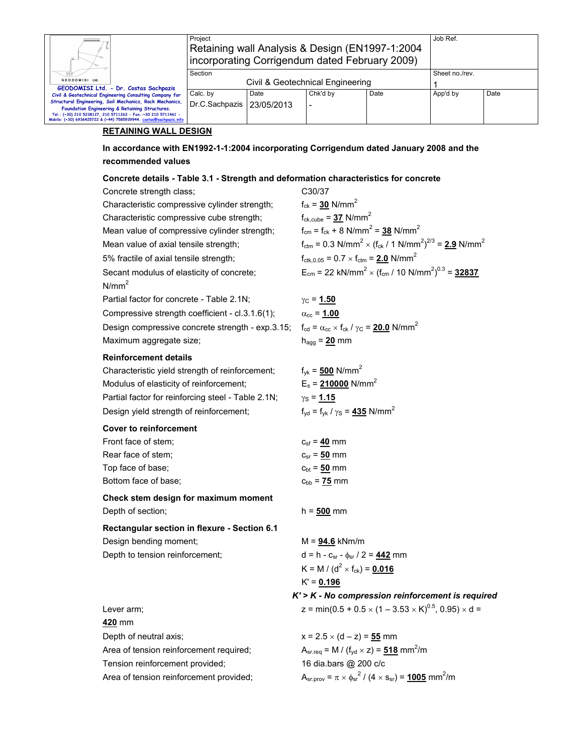## RETAINING WALL DESIGN

**In accordance with EN1992-1-1:2004 incorporating Corrigendum dated January 2008 and the recommended values**

**Concrete details - Table 3.1 - Strength and deformation characteristics for concrete**

Concrete strength class; C30/37

Characteristic compressive cylinder strength; $f_{ck}$ = **30** N/mm$^2$

Characteristic compressive cube strength; $f_{ck,cube}$ = **37** N/mm$^2$

Mean value of compressive cylinder strength; $f_{cm} = f_{ck} + 8$ N/mm$^2$ = **38** N/mm$^2$

Mean value of axial tensile strength; $f_{ctm} = 0.3$ N/mm$^2 \times (f_{ck} / 1$ N/mm$^2)^{2/3}$ = **2.9** N/mm$^2$

5% fractile of axial tensile strength; $f_{ctk,0.05} = 0.7 \times f_{ctm}$ = **2.0** N/mm$^2$

Secant modulus of elasticity of concrete; $E_{cm} = 22$ kN/mm$^2 \times (f_{cm} / 10$ N/mm$^2)^{0.3}$ = **32837** N/mm$^2$

Partial factor for concrete - Table 2.1N; $\gamma_C$ = **1.50**

Compressive strength coefficient - cl.3.1.6(1); $\alpha_{cc}$ = **1.00**

Design compressive concrete strength - exp.3.15; $f_{cd} = \alpha_{cc} \times f_{ck} / \gamma_C$ = **20.0** N/mm$^2$

Maximum aggregate size; $h_{agg}$ = **20** mm

**Reinforcement details**

Characteristic yield strength of reinforcement; $f_{yk}$ = **500** N/mm$^2$

Modulus of elasticity of reinforcement; $E_s$ = **210000** N/mm$^2$

Partial factor for reinforcing steel - Table 2.1N; $\gamma_S$ = **1.15**

Design yield strength of reinforcement; $f_{yd} = f_{yk} / \gamma_S$ = **435** N/mm$^2$

**Cover to reinforcement**

Front face of stem; $c_{sf}$ = **40** mm

Rear face of stem; $c_{sr}$ = **50** mm

Top face of base; $c_{bt}$ = **50** mm

Bottom face of base; $c_{bb}$ = **75** mm

**Check stem design for maximum moment**

Depth of section; h = **500** mm

**Rectangular section in flexure - Section 6.1**

Design bending moment; M = **94.6** kNm/m

Depth to tension reinforcement; $d = h - c_{sr} - \phi_{sr} / 2$ = **442** mm

$K = M / (d^2 \times f_{ck})$ = **0.016**

K' = **0.196**

***K' > K - No compression reinforcement is required***

Lever arm; $z = \min(0.5 + 0.5 \times (1 - 3.53 \times K)^{0.5}, 0.95) \times d$ = **420** mm

Depth of neutral axis; $x = 2.5 \times (d - z)$ = **55** mm

Area of tension reinforcement required; $A_{sr.req} = M / (f_{yd} \times z)$ = **518** mm$^2$/m

Tension reinforcement provided; 16 dia.bars @ 200 c/c

Area of tension reinforcement provided; $A_{sr.prov} = \pi \times \phi_{sr}^2 / (4 \times s_{sr})$ = **1005** mm$^2$/m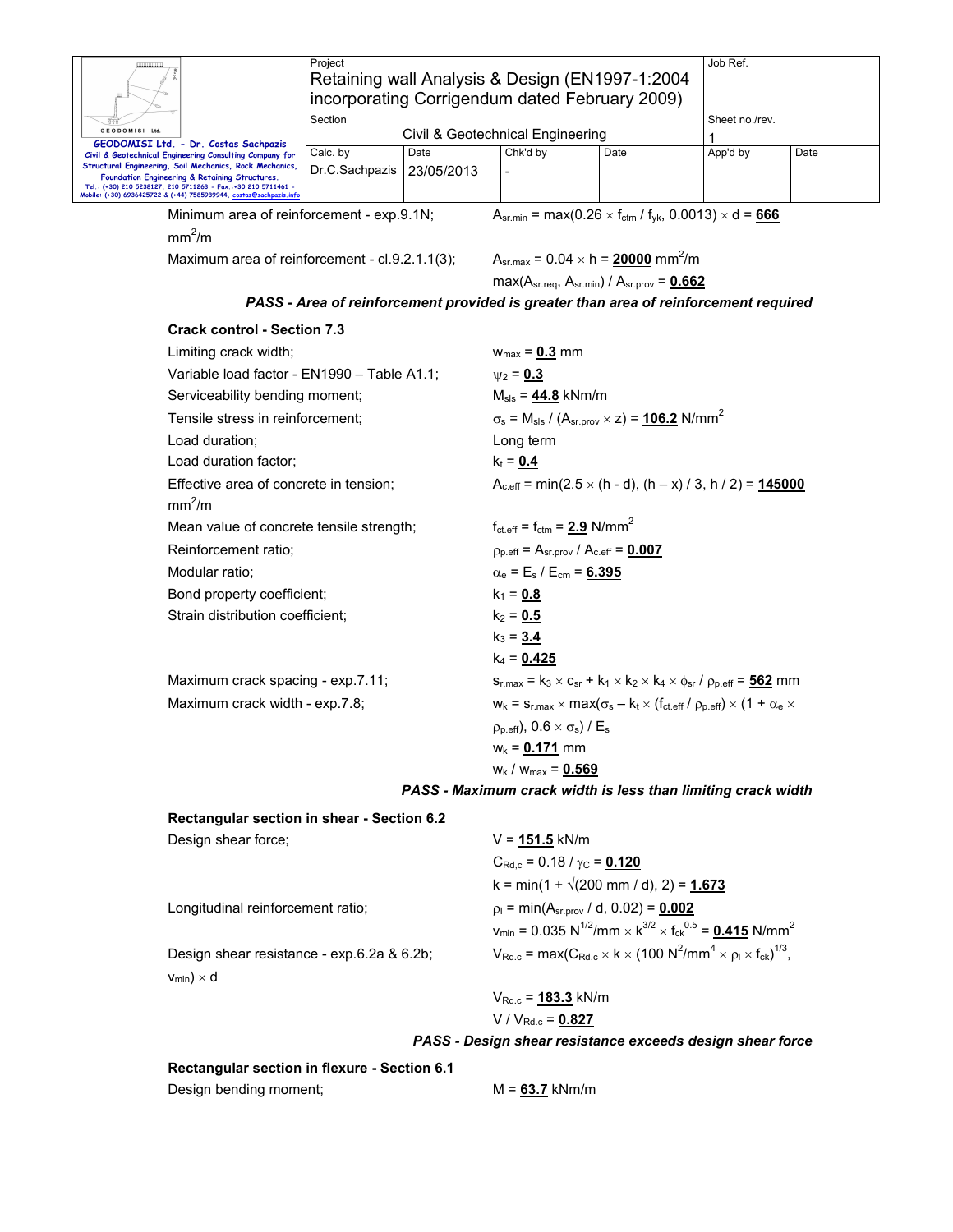Minimum area of reinforcement - exp.9.1N; $A_{sr.min} = \max(0.26 \times f_{ctm} / f_{yk}, 0.0013) \times d$ = **666** mm$^2$/m

Maximum area of reinforcement - cl.9.2.1.1(3); $A_{sr.max} = 0.04 \times h$ = **20000** mm$^2$/m

$\max(A_{sr.req}, A_{sr.min}) / A_{sr.prov}$ = **0.662**

***PASS - Area of reinforcement provided is greater than area of reinforcement required***

**Crack control - Section 7.3**

Limiting crack width; $w_{max}$ = **0.3** mm

Variable load factor - EN1990 – Table A1.1; $\psi_2$ = **0.3**

Serviceability bending moment; $M_{sls}$ = **44.8** kNm/m

Tensile stress in reinforcement; $\sigma_s = M_{sls} / (A_{sr.prov} \times z)$ = **106.2** N/mm$^2$

Load duration; Long term

Load duration factor; $k_t$ = **0.4**

Effective area of concrete in tension; $A_{c.eff} = \min(2.5 \times (h - d), (h – x) / 3, h / 2)$ = **145000** mm$^2$/m

Mean value of concrete tensile strength; $f_{ct.eff} = f_{ctm}$ = **2.9** N/mm$^2$

Reinforcement ratio; $\rho_{p.eff} = A_{sr.prov} / A_{c.eff}$ = **0.007**

Modular ratio; $\alpha_e = E_s / E_{cm}$ = **6.395**

Bond property coefficient; $k_1$ = **0.8**

Strain distribution coefficient; $k_2$ = **0.5**

$k_3$ = **3.4**

$k_4$ = **0.425**

Maximum crack spacing - exp.7.11; $s_{r.max} = k_3 \times c_{sr} + k_1 \times k_2 \times k_4 \times \phi_{sr} / \rho_{p.eff}$ = **562** mm

Maximum crack width - exp.7.8; $w_k = s_{r.max} \times \max(\sigma_s – k_t \times (f_{ct.eff} / \rho_{p.eff}) \times (1 + \alpha_e \times \rho_{p.eff}), 0.6 \times \sigma_s) / E_s$

$w_k$ = **0.171** mm

$w_k / w_{max}$ = **0.569**

***PASS - Maximum crack width is less than limiting crack width***

**Rectangular section in shear - Section 6.2**

Design shear force; V = **151.5** kN/m

$C_{Rd,c} = 0.18 / \gamma_C$ = **0.120**

$k = \min(1 + \sqrt{(200 \text{ mm} / d)}, 2)$ = **1.673**

Longitudinal reinforcement ratio; $\rho_l = \min(A_{sr.prov} / d, 0.02)$ = **0.002**

$v_{min} = 0.035 \text{ N}^{1/2}/\text{mm} \times k^{3/2} \times f_{ck}^{0.5}$ = **0.415** N/mm$^2$

Design shear resistance - exp.6.2a & 6.2b; $V_{Rd.c} = \max(C_{Rd.c} \times k \times (100 \text{ N}^2/\text{mm}^4 \times \rho_l \times f_{ck})^{1/3}, v_{min}) \times d$

$V_{Rd.c}$ = **183.3** kN/m

$V / V_{Rd.c}$ = **0.827**

***PASS - Design shear resistance exceeds design shear force***

**Rectangular section in flexure - Section 6.1**

Design bending moment; M = **63.7** kNm/m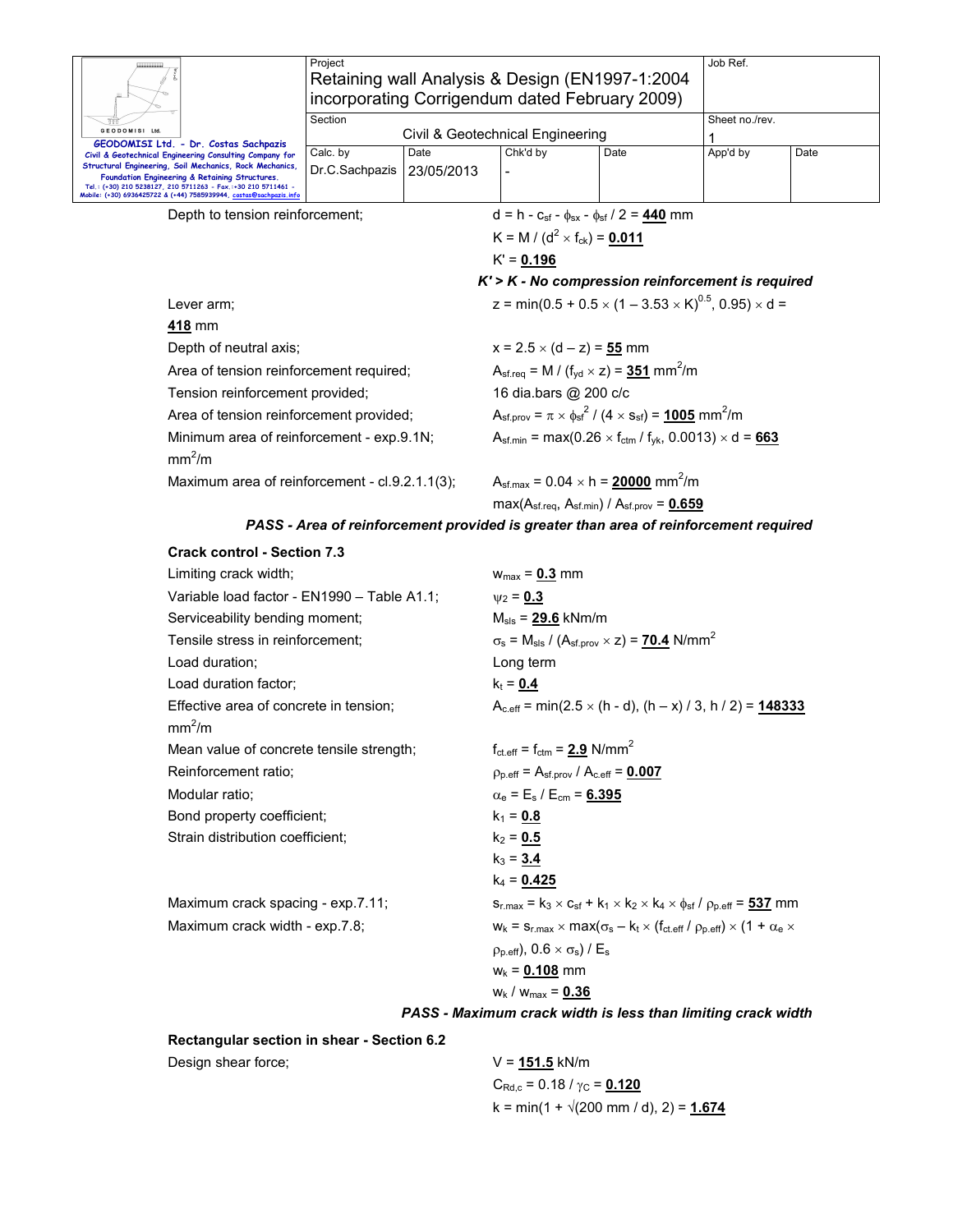Depth to tension reinforcement; $d = h - c_{sf} - \phi_{sx} - \phi_{sf} / 2$ = **440** mm

$K = M / (d^2 \times f_{ck})$ = **0.011**

$K'$ = **0.196**

***K' > K - No compression reinforcement is required***

Lever arm; $z = \min(0.5 + 0.5 \times (1 - 3.53 \times K)^{0.5}, 0.95) \times d$ = **418** mm

Depth of neutral axis; $x = 2.5 \times (d - z)$ = **55** mm

Area of tension reinforcement required; $A_{sf.req} = M / (f_{yd} \times z)$ = **351** mm$^2$/m

Tension reinforcement provided; 16 dia.bars @ 200 c/c

Area of tension reinforcement provided; $A_{sf.prov} = \pi \times \phi_{sf}^2 / (4 \times s_{sf})$ = **1005** mm$^2$/m

Minimum area of reinforcement - exp.9.1N; $A_{sf.min} = \max(0.26 \times f_{ctm} / f_{yk}, 0.0013) \times d$ = **663** mm$^2$/m

Maximum area of reinforcement - cl.9.2.1.1(3); $A_{sf.max} = 0.04 \times h$ = **20000** mm$^2$/m

$\max(A_{sf.req}, A_{sf.min}) / A_{sf.prov}$ = **0.659**

***PASS - Area of reinforcement provided is greater than area of reinforcement required***

**Crack control - Section 7.3**

Limiting crack width; $w_{max}$ = **0.3** mm

Variable load factor - EN1990 – Table A1.1; $\psi_2$ = **0.3**

Serviceability bending moment; $M_{sls}$ = **29.6** kNm/m

Tensile stress in reinforcement; $\sigma_s = M_{sls} / (A_{sf.prov} \times z)$ = **70.4** N/mm$^2$

Load duration; Long term

Load duration factor; $k_t$ = **0.4**

Effective area of concrete in tension; $A_{c.eff} = \min(2.5 \times (h - d), (h - x) / 3, h / 2)$ = **148333** mm$^2$/m

Mean value of concrete tensile strength; $f_{ct.eff} = f_{ctm}$ = **2.9** N/mm$^2$

Reinforcement ratio; $\rho_{p.eff} = A_{sf.prov} / A_{c.eff}$ = **0.007**

Modular ratio; $\alpha_e = E_s / E_{cm}$ = **6.395**

Bond property coefficient; $k_1$ = **0.8**

Strain distribution coefficient; $k_2$ = **0.5**

$k_3$ = **3.4**

$k_4$ = **0.425**

Maximum crack spacing - exp.7.11; $s_{r.max} = k_3 \times c_{sf} + k_1 \times k_2 \times k_4 \times \phi_{sf} / \rho_{p.eff}$ = **537** mm

Maximum crack width - exp.7.8; $w_k = s_{r.max} \times \max(\sigma_s - k_t \times (f_{ct.eff} / \rho_{p.eff}) \times (1 + \alpha_e \times \rho_{p.eff}), 0.6 \times \sigma_s) / E_s$

$w_k$ = **0.108** mm

$w_k / w_{max}$ = **0.36**

***PASS - Maximum crack width is less than limiting crack width***

**Rectangular section in shear - Section 6.2**

Design shear force; $V$ = **151.5** kN/m

$C_{Rd,c} = 0.18 / \gamma_C$ = **0.120**

$k = \min(1 + \sqrt{(200 \text{ mm} / d)}, 2)$ = **1.674**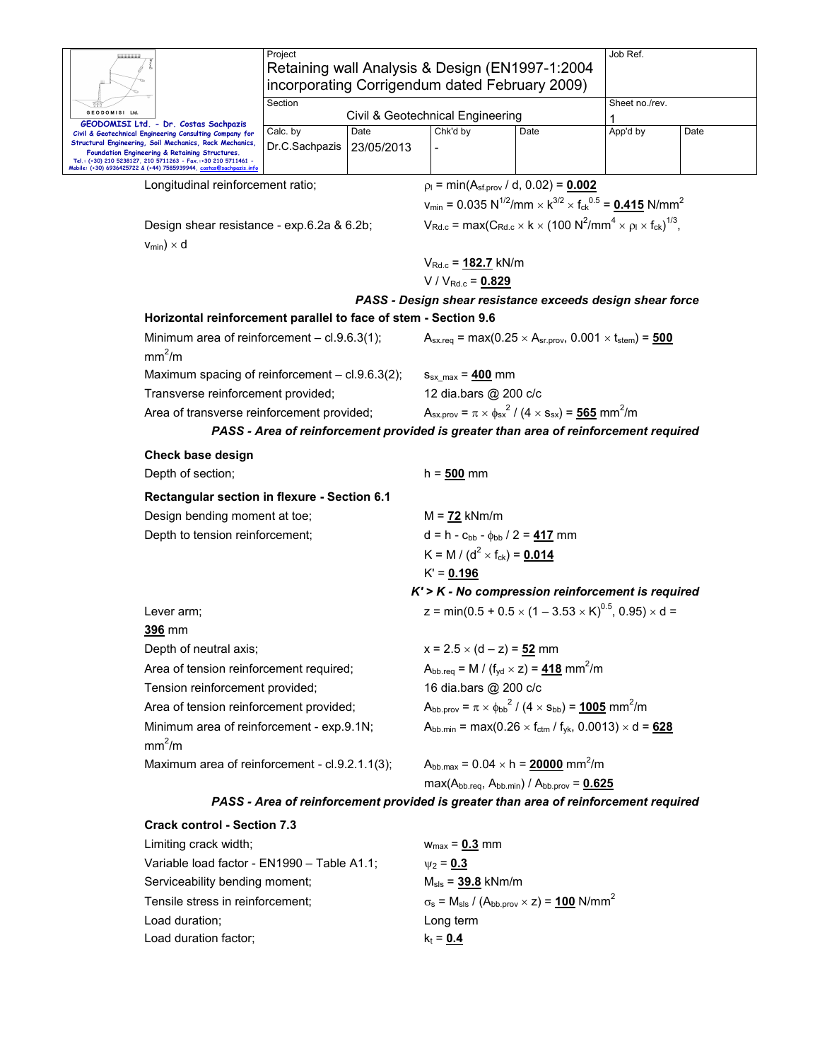Longitudinal reinforcement ratio; $\rho_l = \min(A_{sf.prov} / d, 0.02) =$ **0.002**

$v_{min} = 0.035\ N^{1/2}/mm \times k^{3/2} \times f_{ck}^{0.5} =$ **0.415** $N/mm^2$

Design shear resistance - exp.6.2a & 6.2b; $V_{Rd.c} = \max(C_{Rd.c} \times k \times (100\ N^2/mm^4 \times \rho_l \times f_{ck})^{1/3}$, $v_{min}) \times d$

$V_{Rd.c} =$ **182.7** kN/m

$V / V_{Rd.c} =$ **0.829**

***PASS - Design shear resistance exceeds design shear force***

**Horizontal reinforcement parallel to face of stem - Section 9.6**

Minimum area of reinforcement – cl.9.6.3(1); $A_{sx.req} = \max(0.25 \times A_{sr.prov}, 0.001 \times t_{stem}) =$ **500** $mm^2/m$

Maximum spacing of reinforcement – cl.9.6.3(2); $s_{sx\_max} =$ **400** mm

Transverse reinforcement provided; 12 dia.bars @ 200 c/c

Area of transverse reinforcement provided; $A_{sx.prov} = \pi \times \phi_{sx}^2 / (4 \times s_{sx}) =$ **565** $mm^2/m$

***PASS - Area of reinforcement provided is greater than area of reinforcement required***

**Check base design**

Depth of section; $h =$ **500** mm

**Rectangular section in flexure - Section 6.1**

Design bending moment at toe; $M =$ **72** kNm/m

Depth to tension reinforcement; $d = h - c_{bb} - \phi_{bb} / 2 =$ **417** mm

$K = M / (d^2 \times f_{ck}) =$ **0.014**

$K' =$ **0.196**

***K' > K - No compression reinforcement is required***

Lever arm; $z = \min(0.5 + 0.5 \times (1 – 3.53 \times K)^{0.5}, 0.95) \times d =$ **396** mm

Depth of neutral axis; $x = 2.5 \times (d – z) =$ **52** mm

Area of tension reinforcement required; $A_{bb.req} = M / (f_{yd} \times z) =$ **418** $mm^2/m$

Tension reinforcement provided; 16 dia.bars @ 200 c/c

Area of tension reinforcement provided; $A_{bb.prov} = \pi \times \phi_{bb}^2 / (4 \times s_{bb}) =$ **1005** $mm^2/m$

Minimum area of reinforcement - exp.9.1N; $A_{bb.min} = \max(0.26 \times f_{ctm} / f_{yk}, 0.0013) \times d =$ **628** $mm^2/m$

Maximum area of reinforcement - cl.9.2.1.1(3); $A_{bb.max} = 0.04 \times h =$ **20000** $mm^2/m$

$\max(A_{bb.req}, A_{bb.min}) / A_{bb.prov} =$ **0.625**

***PASS - Area of reinforcement provided is greater than area of reinforcement required***

**Crack control - Section 7.3**

Limiting crack width; $w_{max} =$ **0.3** mm

Variable load factor - EN1990 – Table A1.1; $\psi_2 =$ **0.3**

Serviceability bending moment; $M_{sls} =$ **39.8** kNm/m

Tensile stress in reinforcement; $\sigma_s = M_{sls} / (A_{bb.prov} \times z) =$ **100** $N/mm^2$

Load duration; Long term

Load duration factor; $k_t =$ **0.4**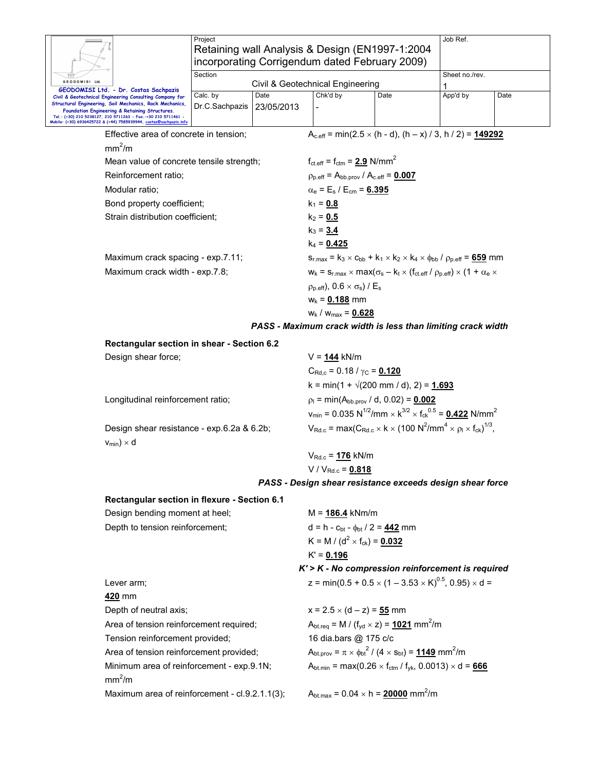Effective area of concrete in tension; $A_{c.eff} = \min(2.5 \times (h - d), (h - x) / 3, h / 2) =$ **149292** $mm^2/m$

Mean value of concrete tensile strength; $f_{ct.eff} = f_{ctm} =$ **2.9** $N/mm^2$

Reinforcement ratio; $\rho_{p.eff} = A_{bb.prov} / A_{c.eff} =$ **0.007**

Modular ratio; $\alpha_e = E_s / E_{cm} =$ **6.395**

Bond property coefficient; $k_1 =$ **0.8**

Strain distribution coefficient; $k_2 =$ **0.5**

$k_3 =$ **3.4**

$k_4 =$ **0.425**

Maximum crack spacing - exp.7.11; $s_{r.max} = k_3 \times c_{bb} + k_1 \times k_2 \times k_4 \times \phi_{bb} / \rho_{p.eff} =$ **659** mm

Maximum crack width - exp.7.8; $w_k = s_{r.max} \times \max(\sigma_s - k_t \times (f_{ct.eff} / \rho_{p.eff}) \times (1 + \alpha_e \times \rho_{p.eff}), 0.6 \times \sigma_s) / E_s$

$w_k =$ **0.188** mm

$w_k / w_{max} =$ **0.628**

***PASS - Maximum crack width is less than limiting crack width***

**Rectangular section in shear - Section 6.2**

Design shear force; $V =$ **144** kN/m

$C_{Rd,c} = 0.18 / \gamma_C =$ **0.120**

$k = \min(1 + \sqrt{(200 \text{ mm} / d)}, 2) =$ **1.693**

Longitudinal reinforcement ratio; $\rho_l = \min(A_{bb.prov} / d, 0.02) =$ **0.002**

$v_{min} = 0.035 \text{ N}^{1/2}/\text{mm} \times k^{3/2} \times f_{ck}^{0.5} =$ **0.422** $N/mm^2$

Design shear resistance - exp.6.2a & 6.2b; $V_{Rd.c} = \max(C_{Rd.c} \times k \times (100 \text{ N}^2/\text{mm}^4 \times \rho_l \times f_{ck})^{1/3}, v_{min}) \times d$

$V_{Rd.c} =$ **176** kN/m

$V / V_{Rd.c} =$ **0.818**

***PASS - Design shear resistance exceeds design shear force***

**Rectangular section in flexure - Section 6.1**

Design bending moment at heel; $M =$ **186.4** kNm/m

Depth to tension reinforcement; $d = h - c_{bt} - \phi_{bt} / 2 =$ **442** mm

$K = M / (d^2 \times f_{ck}) =$ **0.032**

$K' =$ **0.196**

***K' > K - No compression reinforcement is required***

Lever arm; $z = \min(0.5 + 0.5 \times (1 - 3.53 \times K)^{0.5}, 0.95) \times d =$ **420** mm

Depth of neutral axis; $x = 2.5 \times (d - z) =$ **55** mm

Area of tension reinforcement required; $A_{bt.req} = M / (f_{yd} \times z) =$ **1021** $mm^2/m$

Tension reinforcement provided; 16 dia.bars @ 175 c/c

Area of tension reinforcement provided; $A_{bt.prov} = \pi \times \phi_{bt}^2 / (4 \times s_{bt}) =$ **1149** $mm^2/m$

Minimum area of reinforcement - exp.9.1N; $A_{bt.min} = \max(0.26 \times f_{ctm} / f_{yk}, 0.0013) \times d =$ **666** $mm^2/m$

Maximum area of reinforcement - cl.9.2.1.1(3); $A_{bt.max} = 0.04 \times h =$ **20000** $mm^2/m$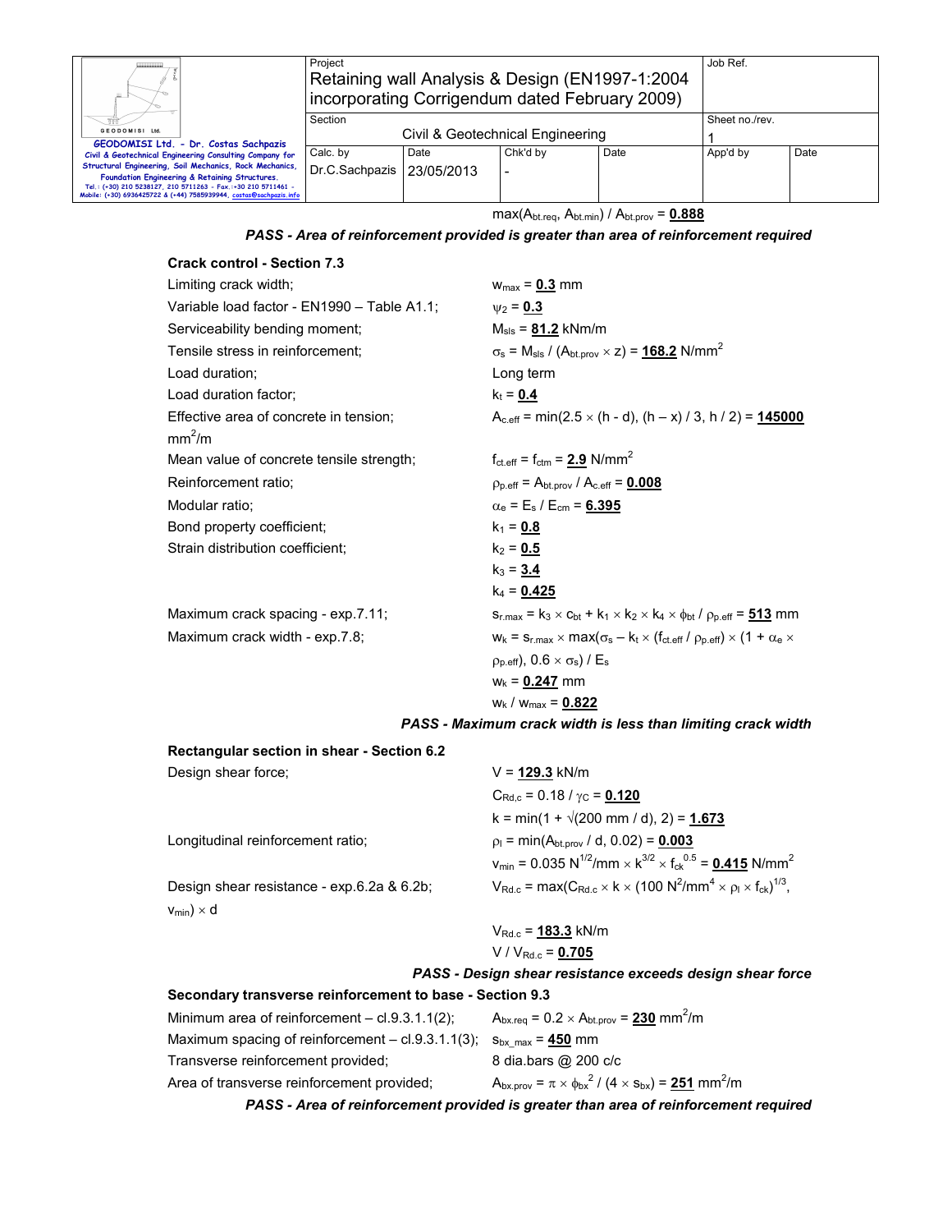$\max(A_{bt.req}, A_{bt.min}) / A_{bt.prov}$ = **0.888**

***PASS - Area of reinforcement provided is greater than area of reinforcement required***

**Crack control - Section 7.3**

Limiting crack width; $w_{max}$ = **0.3** mm

Variable load factor - EN1990 – Table A1.1; $\psi_2$ = **0.3**

Serviceability bending moment; $M_{sls}$ = **81.2** kNm/m

Tensile stress in reinforcement; $\sigma_s = M_{sls} / (A_{bt.prov} \times z)$ = **168.2** N/mm$^2$

Load duration; Long term

Load duration factor; $k_t$ = **0.4**

Effective area of concrete in tension; $A_{c.eff} = \min(2.5 \times (h - d), (h - x) / 3, h / 2)$ = **145000** mm$^2$/m

Mean value of concrete tensile strength; $f_{ct.eff} = f_{ctm}$ = **2.9** N/mm$^2$

Reinforcement ratio; $\rho_{p.eff} = A_{bt.prov} / A_{c.eff}$ = **0.008**

Modular ratio; $\alpha_e = E_s / E_{cm}$ = **6.395**

Bond property coefficient; $k_1$ = **0.8**

Strain distribution coefficient; $k_2$ = **0.5**

$k_3$ = **3.4**

$k_4$ = **0.425**

Maximum crack spacing - exp.7.11; $s_{r.max} = k_3 \times c_{bt} + k_1 \times k_2 \times k_4 \times \phi_{bt} / \rho_{p.eff}$ = **513** mm

Maximum crack width - exp.7.8; $w_k = s_{r.max} \times \max(\sigma_s - k_t \times (f_{ct.eff} / \rho_{p.eff}) \times (1 + \alpha_e \times \rho_{p.eff}), 0.6 \times \sigma_s) / E_s$

$w_k$ = **0.247** mm

$w_k / w_{max}$ = **0.822**

***PASS - Maximum crack width is less than limiting crack width***

**Rectangular section in shear - Section 6.2**

Design shear force; V = **129.3** kN/m

$C_{Rd,c} = 0.18 / \gamma_C$ = **0.120**

$k = \min(1 + \sqrt{(200 \text{ mm} / d)}, 2)$ = **1.673**

Longitudinal reinforcement ratio; $\rho_l = \min(A_{bt.prov} / d, 0.02)$ = **0.003**

$v_{min} = 0.035 \text{ N}^{1/2}/\text{mm} \times k^{3/2} \times f_{ck}^{0.5}$ = **0.415** N/mm$^2$

Design shear resistance - exp.6.2a & 6.2b; $V_{Rd.c} = \max(C_{Rd.c} \times k \times (100 \text{ N}^2/\text{mm}^4 \times \rho_l \times f_{ck})^{1/3}, v_{min}) \times d$

$V_{Rd.c}$ = **183.3** kN/m

$V / V_{Rd.c}$ = **0.705**

***PASS - Design shear resistance exceeds design shear force***

**Secondary transverse reinforcement to base - Section 9.3**

Minimum area of reinforcement – cl.9.3.1.1(2); $A_{bx.req} = 0.2 \times A_{bt.prov}$ = **230** mm$^2$/m

Maximum spacing of reinforcement – cl.9.3.1.1(3); $s_{bx\_max}$ = **450** mm

Transverse reinforcement provided; 8 dia.bars @ 200 c/c

Area of transverse reinforcement provided; $A_{bx.prov} = \pi \times \phi_{bx}^2 / (4 \times s_{bx})$ = **251** mm$^2$/m

***PASS - Area of reinforcement provided is greater than area of reinforcement required***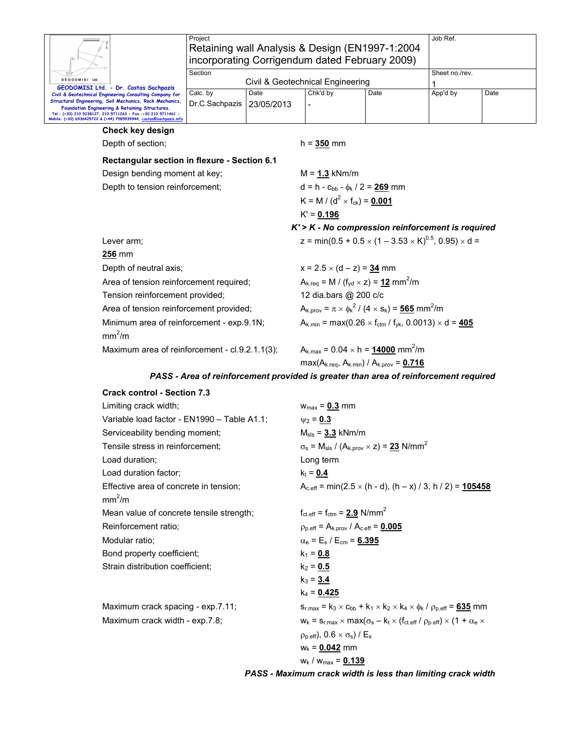## Check key design

Depth of section; $h = \mathbf{350}$ mm

### Rectangular section in flexure - Section 6.1

Design bending moment at key; $M = \mathbf{1.3}$ kNm/m

Depth to tension reinforcement; $d = h - c_{bb} - \phi_k / 2 = \mathbf{269}$ mm

$K = M / (d^2 \times f_{ck}) = \mathbf{0.001}$

$K' = \mathbf{0.196}$

***K' > K - No compression reinforcement is required***

Lever arm; $z = \min(0.5 + 0.5 \times (1 - 3.53 \times K)^{0.5}, 0.95) \times d =$ **256** mm

Depth of neutral axis; $x = 2.5 \times (d - z) = \mathbf{34}$ mm

Area of tension reinforcement required; $A_{k.req} = M / (f_{yd} \times z) = \mathbf{12}$ mm$^2$/m

Tension reinforcement provided; 12 dia.bars @ 200 c/c

Area of tension reinforcement provided; $A_{k.prov} = \pi \times \phi_k^2 / (4 \times s_k) = \mathbf{565}$ mm$^2$/m

Minimum area of reinforcement - exp.9.1N; $A_{k.min} = \max(0.26 \times f_{ctm} / f_{yk}, 0.0013) \times d = \mathbf{405}$ mm$^2$/m

Maximum area of reinforcement - cl.9.2.1.1(3); $A_{k.max} = 0.04 \times h = \mathbf{14000}$ mm$^2$/m

$\max(A_{k.req}, A_{k.min}) / A_{k.prov} = \mathbf{0.716}$

***PASS - Area of reinforcement provided is greater than area of reinforcement required***

### Crack control - Section 7.3

Limiting crack width; $w_{max} = \mathbf{0.3}$ mm

Variable load factor - EN1990 – Table A1.1; $\psi_2 = \mathbf{0.3}$

Serviceability bending moment; $M_{sls} = \mathbf{3.3}$ kNm/m

Tensile stress in reinforcement; $\sigma_s = M_{sls} / (A_{k.prov} \times z) = \mathbf{23}$ N/mm$^2$

Load duration; Long term

Load duration factor; $k_t = \mathbf{0.4}$

Effective area of concrete in tension; $A_{c.eff} = \min(2.5 \times (h - d), (h - x) / 3, h / 2) = \mathbf{105458}$ mm$^2$/m

Mean value of concrete tensile strength; $f_{ct.eff} = f_{ctm} = \mathbf{2.9}$ N/mm$^2$

Reinforcement ratio; $\rho_{p.eff} = A_{k.prov} / A_{c.eff} = \mathbf{0.005}$

Modular ratio; $\alpha_e = E_s / E_{cm} = \mathbf{6.395}$

Bond property coefficient; $k_1 = \mathbf{0.8}$

Strain distribution coefficient; $k_2 = \mathbf{0.5}$

$k_3 = \mathbf{3.4}$

$k_4 = \mathbf{0.425}$

Maximum crack spacing - exp.7.11; $s_{r.max} = k_3 \times c_{bb} + k_1 \times k_2 \times k_4 \times \phi_k / \rho_{p.eff} = \mathbf{635}$ mm

Maximum crack width - exp.7.8; $w_k = s_{r.max} \times \max(\sigma_s - k_t \times (f_{ct.eff} / \rho_{p.eff}) \times (1 + \alpha_e \times \rho_{p.eff}), 0.6 \times \sigma_s) / E_s$

$w_k = \mathbf{0.042}$ mm

$w_k / w_{max} = \mathbf{0.139}$

***PASS - Maximum crack width is less than limiting crack width***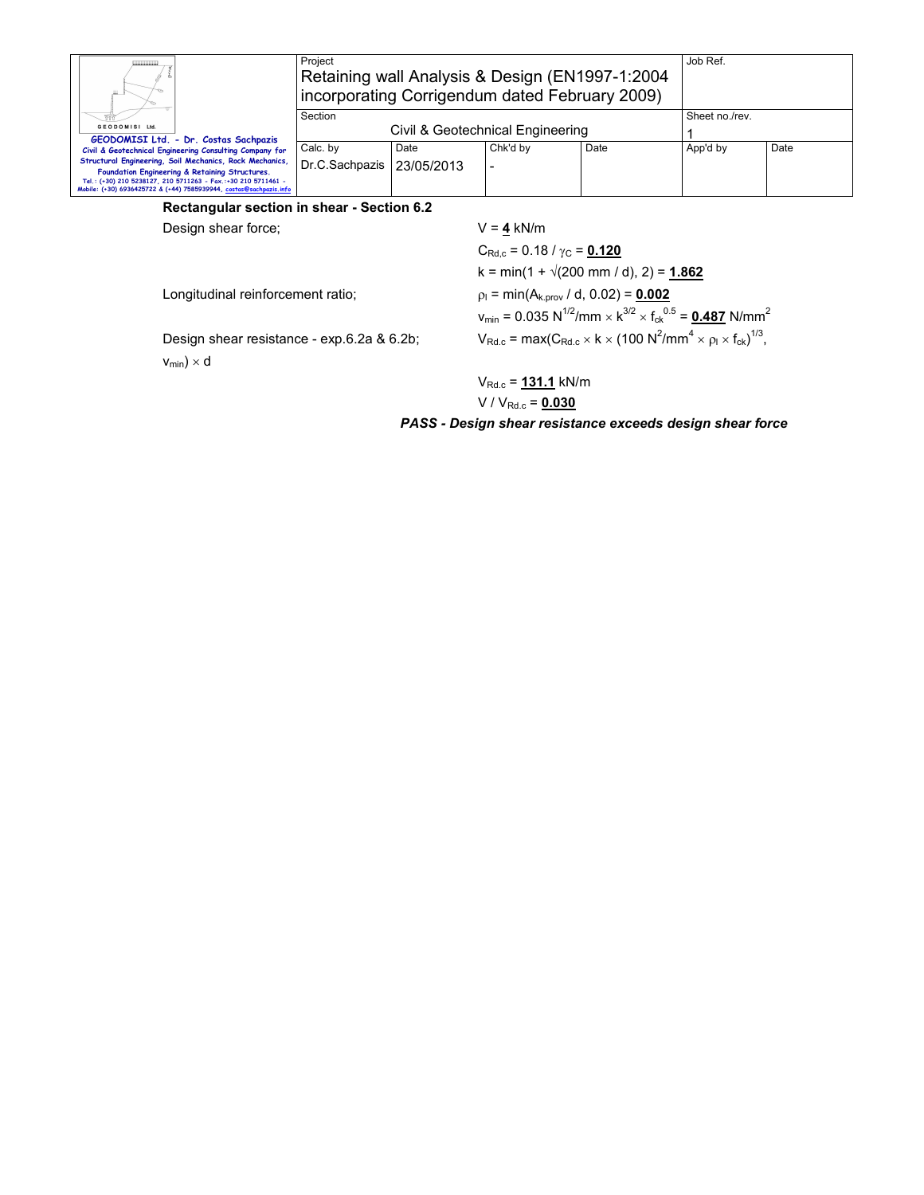**Rectangular section in shear - Section 6.2**

Design shear force; $V = \underline{\mathbf{4}}$ kN/m

$C_{Rd,c} = 0.18 / \gamma_C = \underline{\mathbf{0.120}}$

$k = \min(1 + \sqrt{(200\text{ mm} / d)}, 2) = \underline{\mathbf{1.862}}$

Longitudinal reinforcement ratio; $\rho_l = \min(A_{k.prov} / d, 0.02) = \underline{\mathbf{0.002}}$

$v_{min} = 0.035\text{ N}^{1/2}/\text{mm} \times k^{3/2} \times f_{ck}^{0.5} = \underline{\mathbf{0.487}}\text{ N/mm}^2$

Design shear resistance - exp.6.2a & 6.2b; $V_{Rd.c} = \max(C_{Rd.c} \times k \times (100\text{ N}^2/\text{mm}^4 \times \rho_l \times f_{ck})^{1/3}, v_{min}) \times d$

$V_{Rd.c} = \underline{\mathbf{131.1}}$ kN/m

$V / V_{Rd.c} = \underline{\mathbf{0.030}}$

***PASS - Design shear resistance exceeds design shear force***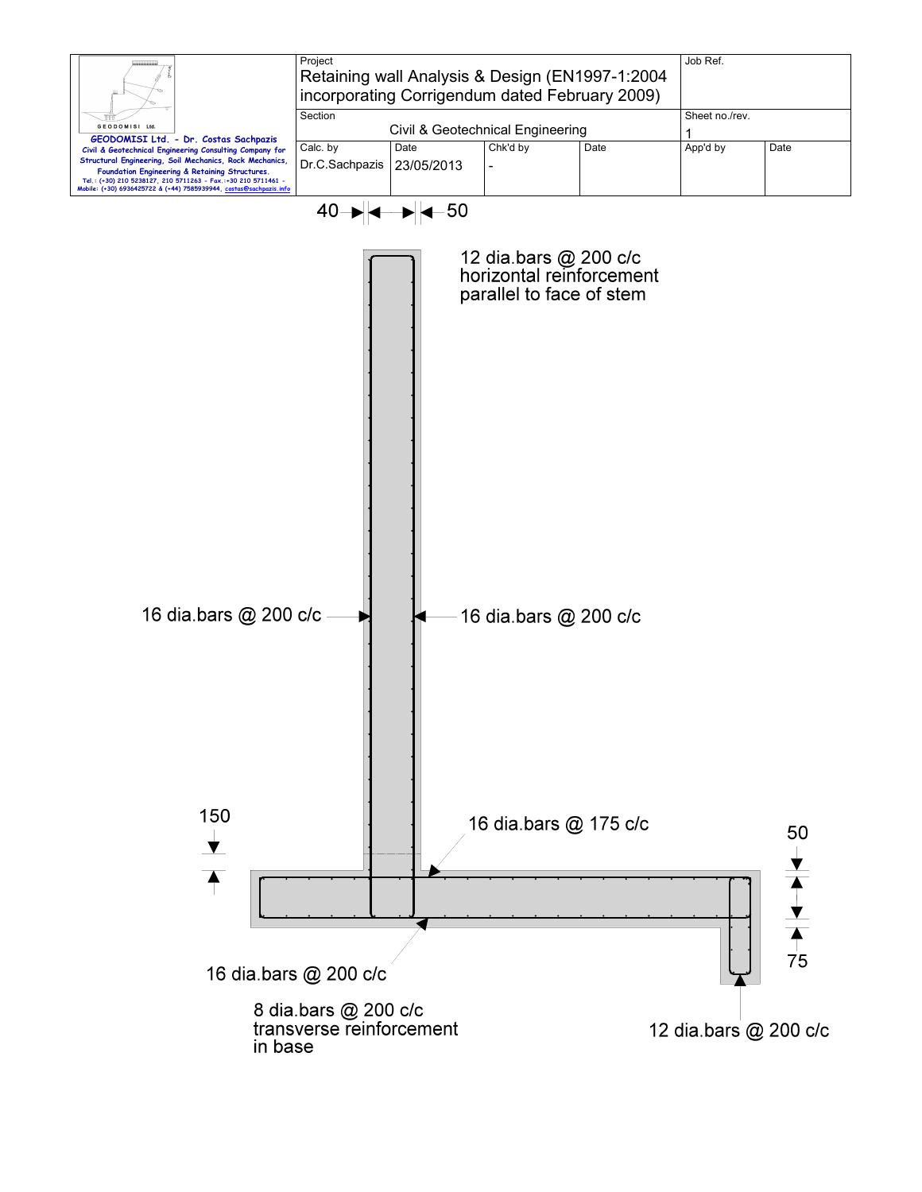| | Project | | | | Job Ref. | |
|---|---|---|---|---|---|---|
| GEODOMISI Ltd. - Dr. Costas Sachpazis<br>Civil & Geotechnical Engineering Consulting Company for Structural Engineering, Soil Mechanics, Rock Mechanics, Foundation Engineering & Retaining Structures.<br>Tel.: (+30) 210 5238127, 210 5711263 - Fax.:+30 210 5711461 - Mobile: (+30) 6936425722 & (+44) 7585939944, costas@sachpazis.info | Retaining wall Analysis & Design (EN1997-1:2004 incorporating Corrigendum dated February 2009) | | | | | |
| | Section | | | | Sheet no./rev. | |
| | Civil & Geotechnical Engineering | | | | 1 | |
| | Calc. by | Date | Chk'd by | Date | App'd by | Date |
| | Dr.C.Sachpazis | 23/05/2013 | - | | | |

40

50

12 dia.bars @ 200 c/c horizontal reinforcement parallel to face of stem

16 dia.bars @ 200 c/c

16 dia.bars @ 200 c/c

150

16 dia.bars @ 175 c/c

50

75

16 dia.bars @ 200 c/c

8 dia.bars @ 200 c/c transverse reinforcement in base

12 dia.bars @ 200 c/c